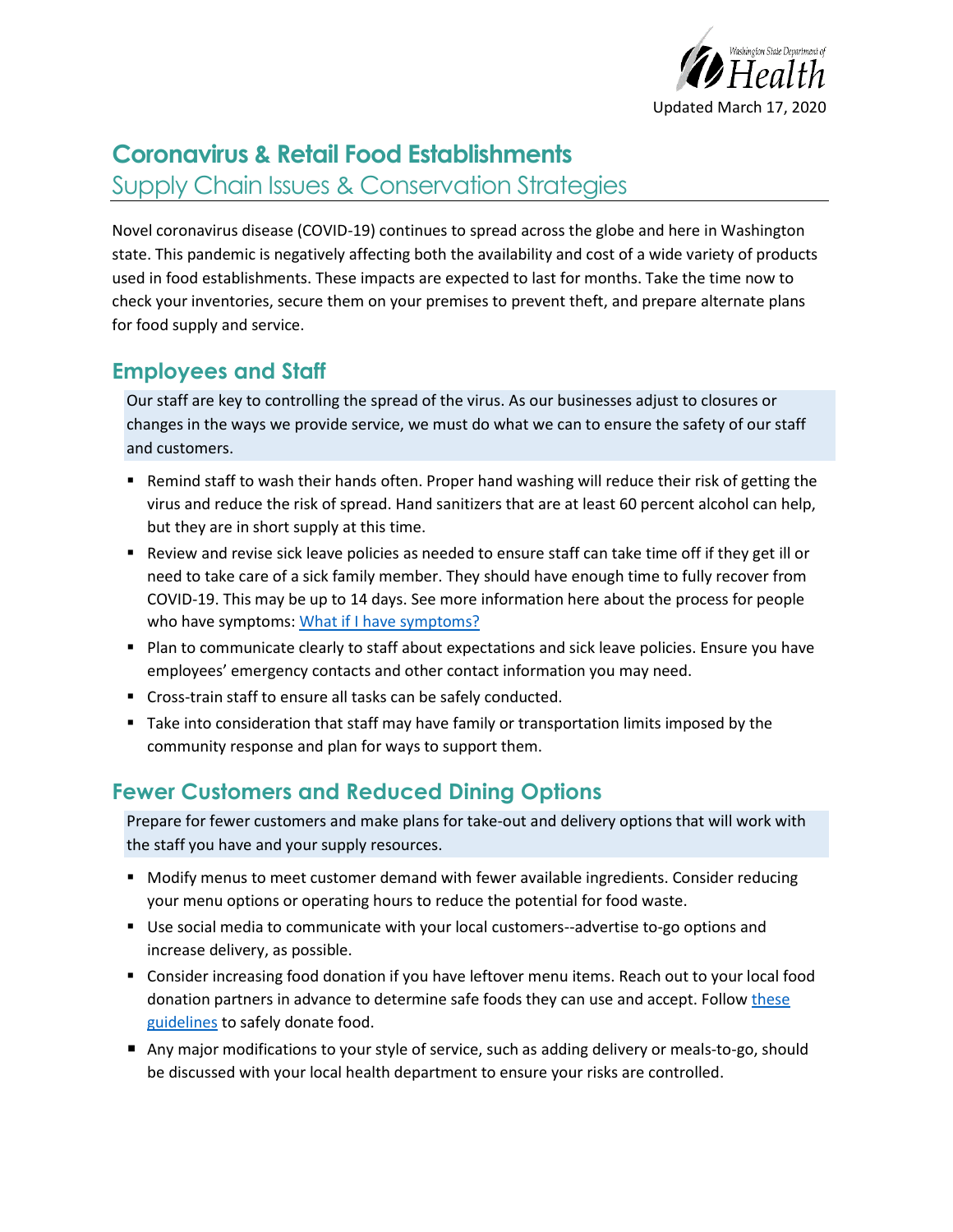Updated March 17, 2020

# Coronavirus & Retail Food Establishments

## Supply Chain Issues & Conservation Strategies

Novel coronavirus disease (COVID-19) continues to spread across the globe and here in Washington state. This pandemic is negatively affecting both the availability and cost of a wide variety of products used in food establishments. These impacts are expected to last for months. Take the time now to check your inventories, secure them on your premises to prevent theft, and prepare alternate plans for food supply and service.

## Employees and Staff

Our staff are key to controlling the spread of the virus. As our businesses adjust to closures or changes in the ways we provide service, we must do what we can to ensure the safety of our staff and customers.

- Remind staff to wash their hands often. Proper hand washing will reduce their risk of getting the virus and reduce the risk of spread. Hand sanitizers that are at least 60 percent alcohol can help, but they are in short supply at this time.
- Review and revise sick leave policies as needed to ensure staff can take time off if they get ill or need to take care of a sick family member. They should have enough time to fully recover from COVID-19. This may be up to 14 days. See more information here about the process for people who have symptoms: [What if I have symptoms?]()
- Plan to communicate clearly to staff about expectations and sick leave policies. Ensure you have employees' emergency contacts and other contact information you may need.
- Cross-train staff to ensure all tasks can be safely conducted.
- Take into consideration that staff may have family or transportation limits imposed by the community response and plan for ways to support them.

## Fewer Customers and Reduced Dining Options

Prepare for fewer customers and make plans for take-out and delivery options that will work with the staff you have and your supply resources.

- Modify menus to meet customer demand with fewer available ingredients. Consider reducing your menu options or operating hours to reduce the potential for food waste.
- Use social media to communicate with your local customers--advertise to-go options and increase delivery, as possible.
- Consider increasing food donation if you have leftover menu items. Reach out to your local food donation partners in advance to determine safe foods they can use and accept. Follow [these guidelines]() to safely donate food.
- Any major modifications to your style of service, such as adding delivery or meals-to-go, should be discussed with your local health department to ensure your risks are controlled.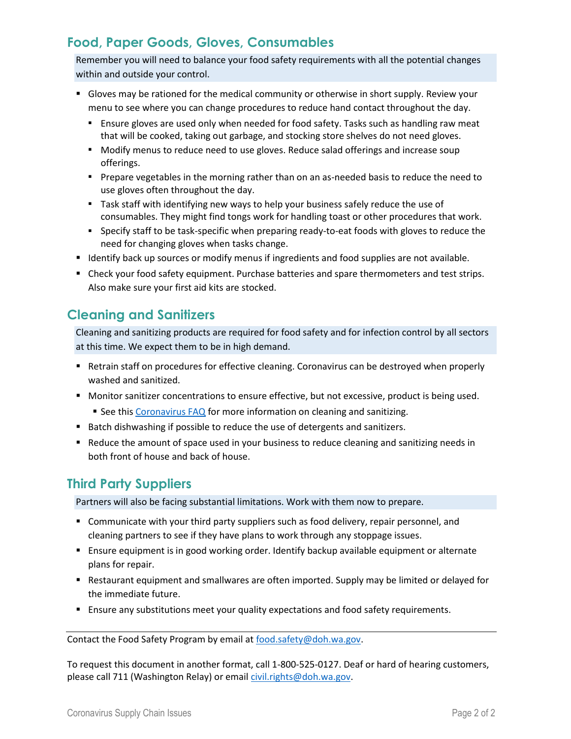## Food, Paper Goods, Gloves, Consumables

Remember you will need to balance your food safety requirements with all the potential changes within and outside your control.

- Gloves may be rationed for the medical community or otherwise in short supply. Review your menu to see where you can change procedures to reduce hand contact throughout the day.
  - Ensure gloves are used only when needed for food safety. Tasks such as handling raw meat that will be cooked, taking out garbage, and stocking store shelves do not need gloves.
  - Modify menus to reduce need to use gloves. Reduce salad offerings and increase soup offerings.
  - Prepare vegetables in the morning rather than on an as-needed basis to reduce the need to use gloves often throughout the day.
  - Task staff with identifying new ways to help your business safely reduce the use of consumables. They might find tongs work for handling toast or other procedures that work.
  - Specify staff to be task-specific when preparing ready-to-eat foods with gloves to reduce the need for changing gloves when tasks change.
- Identify back up sources or modify menus if ingredients and food supplies are not available.
- Check your food safety equipment. Purchase batteries and spare thermometers and test strips. Also make sure your first aid kits are stocked.

## Cleaning and Sanitizers

Cleaning and sanitizing products are required for food safety and for infection control by all sectors at this time. We expect them to be in high demand.

- Retrain staff on procedures for effective cleaning. Coronavirus can be destroyed when properly washed and sanitized.
- Monitor sanitizer concentrations to ensure effective, but not excessive, product is being used.
  - See this Coronavirus FAQ for more information on cleaning and sanitizing.
- Batch dishwashing if possible to reduce the use of detergents and sanitizers.
- Reduce the amount of space used in your business to reduce cleaning and sanitizing needs in both front of house and back of house.

## Third Party Suppliers

Partners will also be facing substantial limitations. Work with them now to prepare.

- Communicate with your third party suppliers such as food delivery, repair personnel, and cleaning partners to see if they have plans to work through any stoppage issues.
- Ensure equipment is in good working order. Identify backup available equipment or alternate plans for repair.
- Restaurant equipment and smallwares are often imported. Supply may be limited or delayed for the immediate future.
- Ensure any substitutions meet your quality expectations and food safety requirements.

---

Contact the Food Safety Program by email at food.safety@doh.wa.gov.

To request this document in another format, call 1-800-525-0127. Deaf or hard of hearing customers, please call 711 (Washington Relay) or email civil.rights@doh.wa.gov.